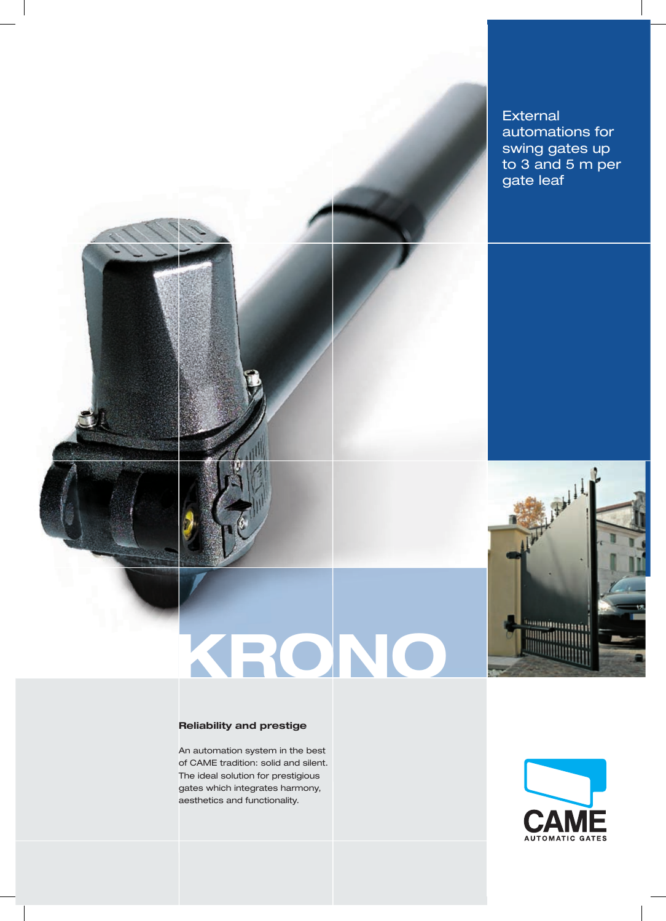External automations for swing gates up to 3 and 5 m per gate leaf

# KRONO

### Reliability and prestige

An automation system in the best of CAME tradition: solid and silent. The ideal solution for prestigious gates which integrates harmony, aesthetics and functionality.

CAME AUTOMATIC GATES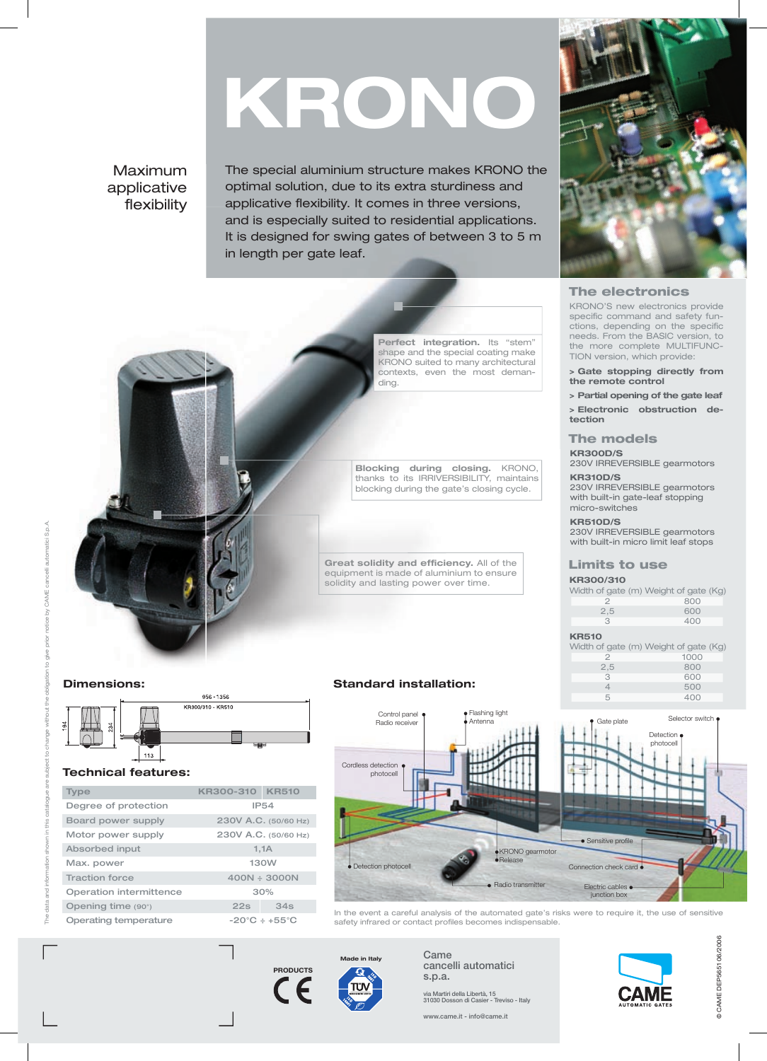# KRONO

Maximum applicative flexibility

The special aluminium structure makes KRONO the optimal solution, due to its extra sturdiness and applicative flexibility. It comes in three versions, and is especially suited to residential applications. It is designed for swing gates of between 3 to 5 m in length per gate leaf.

**Perfect integration.** Its "stem" shape and the special coating make KRONO suited to many architectural contexts, even the most demanding.

**Blocking during closing.** KRONO, thanks to its IRRIVERSIBILITY, maintains blocking during the gate's closing cycle.

**Great solidity and efficiency.** All of the equipment is made of aluminium to ensure solidity and lasting power over time.

## The electronics

KRONO'S new electronics provide specific command and safety functions, depending on the specific needs. From the BASIC version, to the more complete MULTIFUNCTION version, which provide:

- **> Gate stopping directly from the remote control**
- **> Partial opening of the gate leaf**
- **> Electronic obstruction detection**

## The models

**KR300D/S**
230V IRREVERSIBLE gearmotors

**KR310D/S**
230V IRREVERSIBLE gearmotors with built-in gate-leaf stopping micro-switches

**KR510D/S**
230V IRREVERSIBLE gearmotors with built-in micro limit leaf stops

## Limits to use

**KR300/310**

| Width of gate (m) | Weight of gate (Kg) |
|---|---|
| 2 | 800 |
| 2,5 | 600 |
| 3 | 400 |

**KR510**

| Width of gate (m) | Weight of gate (Kg) |
|---|---|
| 2 | 1000 |
| 2,5 | 800 |
| 3 | 600 |
| 4 | 500 |
| 5 | 400 |

## Dimensions:

956 - 1356
KR300/310 - KR510
194
234
113

## Technical features:

| Type | KR300-310 | KR510 |
|---|---|---|
| Degree of protection | IP54 | |
| Board power supply | 230V A.C. (50/60 Hz) | |
| Motor power supply | 230V A.C. (50/60 Hz) | |
| Absorbed input | 1,1A | |
| Max. power | 130W | |
| Traction force | 400N ÷ 3000N | |
| Operation intermittence | 30% | |
| Opening time (90°) | 22s | 34s |
| Operating temperature | -20°C ÷ +55°C | |

## Standard installation:

Control panel
Radio receiver
Flashing light
Antenna
Gate plate
Selector switch
Detection photocell
Cordless detection photocell
KRONO gearmotor
Release
Sensitive profile
Detection photocell
Connection check card
Radio transmitter
Electric cables junction box

In the event a careful analysis of the automated gate's risks were to require it, the use of sensitive safety infrared or contact profiles becomes indispensable.

The data and information shown in this catalogue are subject to change without the obligation to give prior notice by CAME cancelli automatici S.p.A.

PRODUCTS CE

Made in Italy

Came
cancelli automatici
s.p.a.

via Martiri della Libertà, 15
31030 Dosson di Casier - Treviso - Italy

www.came.it - info@came.it

CAME AUTOMATIC GATES

© CAME DEP5651 06/2006